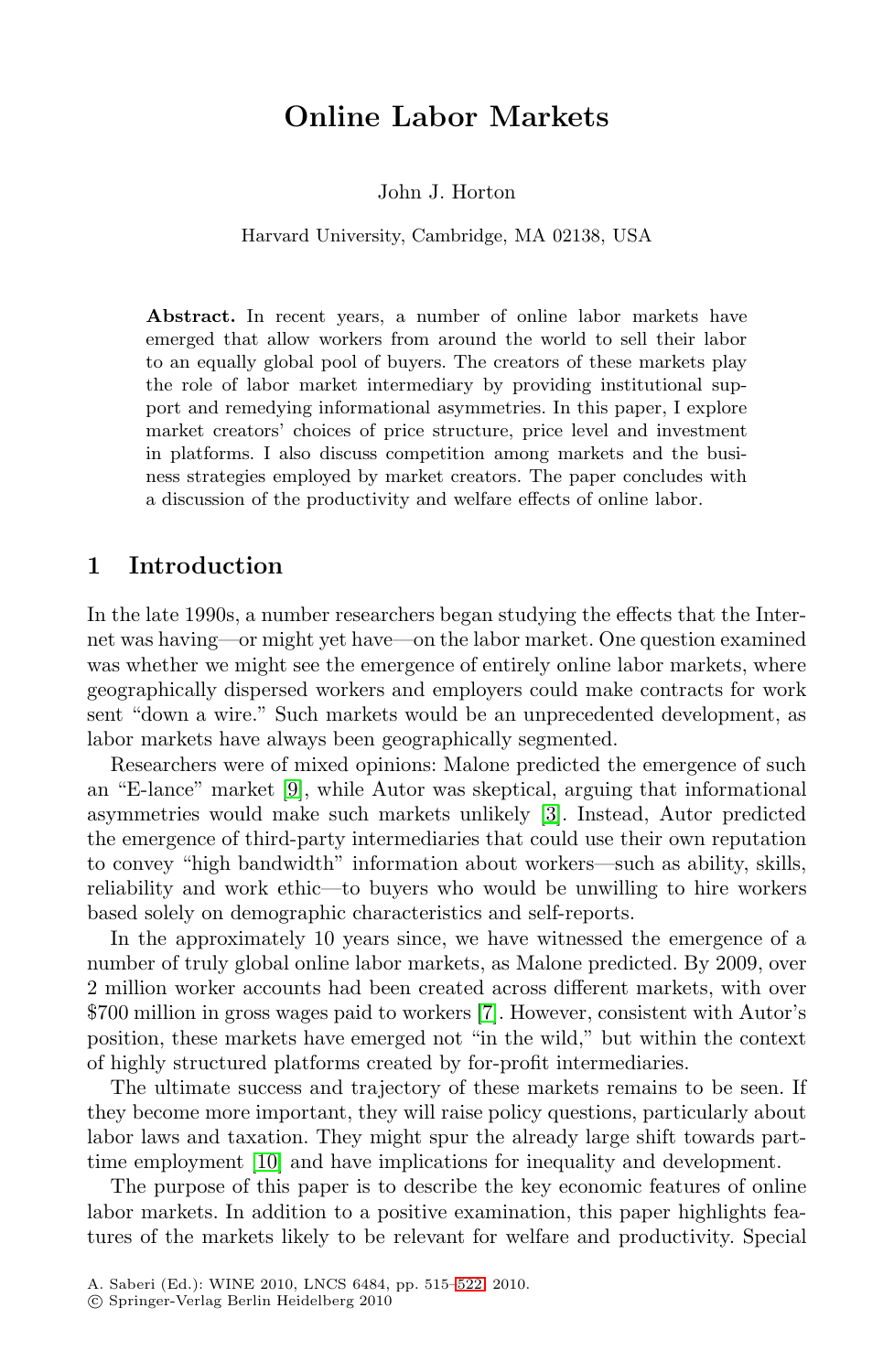# Online Labor Markets

John J. Horton

Harvard University, Cambridge, MA 02138, USA

**Abstract.** In recent years, a number of online labor markets have emerged that allow workers from around the world to sell their labor to an equally global pool of buyers. The creators of these markets play the role of labor market intermediary by providing institutional support and remedying informational asymmetries. In this paper, I explore market creators' choices of price structure, price level and investment in platforms. I also discuss competition among markets and the business strategies employed by market creators. The paper concludes with a discussion of the productivity and welfare effects of online labor.

## 1 Introduction

In the late 1990s, a number researchers began studying the effects that the Internet was having—or might yet have—on the labor market. One question examined was whether we might see the emergence of entirely online labor markets, where geographically dispersed workers and employers could make contracts for work sent "down a wire." Such markets would be an unprecedented development, as labor markets have always been geographically segmented.

Researchers were of mixed opinions: Malone predicted the emergence of such an "E-lance" market [9], while Autor was skeptical, arguing that informational asymmetries would make such markets unlikely [3]. Instead, Autor predicted the emergence of third-party intermediaries that could use their own reputation to convey "high bandwidth" information about workers—such as ability, skills, reliability and work ethic—to buyers who would be unwilling to hire workers based solely on demographic characteristics and self-reports.

In the approximately 10 years since, we have witnessed the emergence of a number of truly global online labor markets, as Malone predicted. By 2009, over 2 million worker accounts had been created across different markets, with over $700 million in gross wages paid to workers [7]. However, consistent with Autor's position, these markets have emerged not "in the wild," but within the context of highly structured platforms created by for-profit intermediaries.

The ultimate success and trajectory of these markets remains to be seen. If they become more important, they will raise policy questions, particularly about labor laws and taxation. They might spur the already large shift towards part-time employment [10] and have implications for inequality and development.

The purpose of this paper is to describe the key economic features of online labor markets. In addition to a positive examination, this paper highlights features of the markets likely to be relevant for welfare and productivity. Special

A. Saberi (Ed.): WINE 2010, LNCS 6484, pp. 515–522, 2010.
© Springer-Verlag Berlin Heidelberg 2010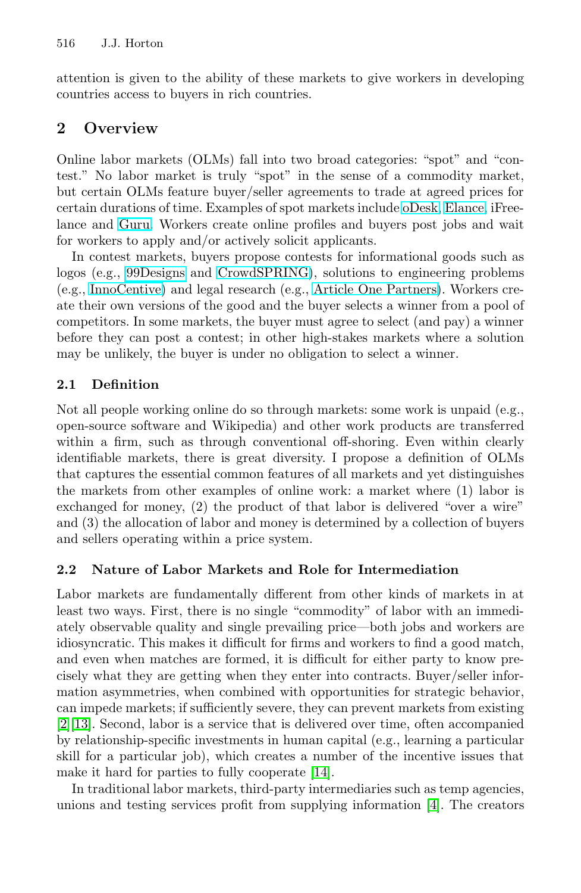attention is given to the ability of these markets to give workers in developing countries access to buyers in rich countries.

## 2 Overview

Online labor markets (OLMs) fall into two broad categories: "spot" and "contest." No labor market is truly "spot" in the sense of a commodity market, but certain OLMs feature buyer/seller agreements to trade at agreed prices for certain durations of time. Examples of spot markets include oDesk, Elance, iFreelance and Guru. Workers create online profiles and buyers post jobs and wait for workers to apply and/or actively solicit applicants.

In contest markets, buyers propose contests for informational goods such as logos (e.g., 99Designs and CrowdSPRING), solutions to engineering problems (e.g., InnoCentive) and legal research (e.g., Article One Partners). Workers create their own versions of the good and the buyer selects a winner from a pool of competitors. In some markets, the buyer must agree to select (and pay) a winner before they can post a contest; in other high-stakes markets where a solution may be unlikely, the buyer is under no obligation to select a winner.

### 2.1 Definition

Not all people working online do so through markets: some work is unpaid (e.g., open-source software and Wikipedia) and other work products are transferred within a firm, such as through conventional off-shoring. Even within clearly identifiable markets, there is great diversity. I propose a definition of OLMs that captures the essential common features of all markets and yet distinguishes the markets from other examples of online work: a market where (1) labor is exchanged for money, (2) the product of that labor is delivered "over a wire" and (3) the allocation of labor and money is determined by a collection of buyers and sellers operating within a price system.

### 2.2 Nature of Labor Markets and Role for Intermediation

Labor markets are fundamentally different from other kinds of markets in at least two ways. First, there is no single "commodity" of labor with an immediately observable quality and single prevailing price—both jobs and workers are idiosyncratic. This makes it difficult for firms and workers to find a good match, and even when matches are formed, it is difficult for either party to know precisely what they are getting when they enter into contracts. Buyer/seller information asymmetries, when combined with opportunities for strategic behavior, can impede markets; if sufficiently severe, they can prevent markets from existing [2,13]. Second, labor is a service that is delivered over time, often accompanied by relationship-specific investments in human capital (e.g., learning a particular skill for a particular job), which creates a number of the incentive issues that make it hard for parties to fully cooperate [14].

In traditional labor markets, third-party intermediaries such as temp agencies, unions and testing services profit from supplying information [4]. The creators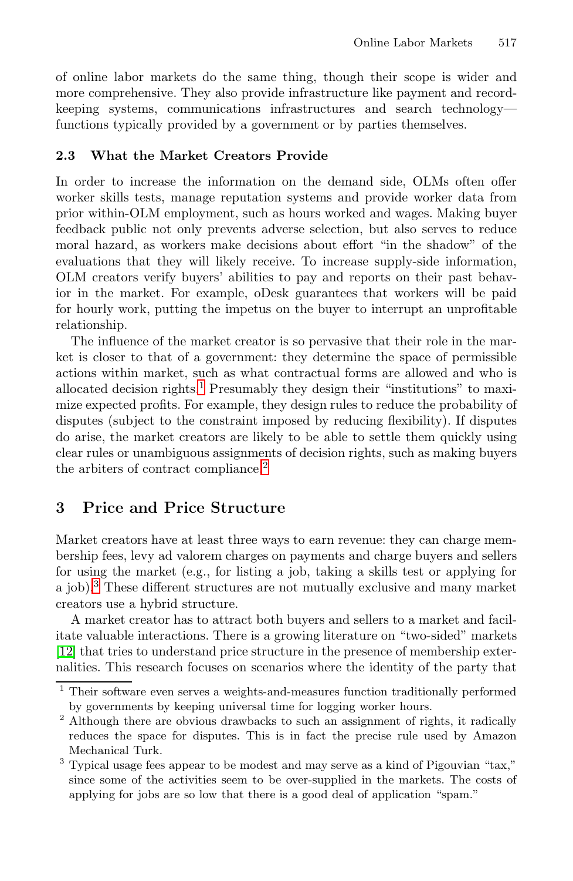of online labor markets do the same thing, though their scope is wider and more comprehensive. They also provide infrastructure like payment and record-keeping systems, communications infrastructures and search technology—functions typically provided by a government or by parties themselves.

### 2.3 What the Market Creators Provide

In order to increase the information on the demand side, OLMs often offer worker skills tests, manage reputation systems and provide worker data from prior within-OLM employment, such as hours worked and wages. Making buyer feedback public not only prevents adverse selection, but also serves to reduce moral hazard, as workers make decisions about effort "in the shadow" of the evaluations that they will likely receive. To increase supply-side information, OLM creators verify buyers' abilities to pay and reports on their past behavior in the market. For example, oDesk guarantees that workers will be paid for hourly work, putting the impetus on the buyer to interrupt an unprofitable relationship.

The influence of the market creator is so pervasive that their role in the market is closer to that of a government: they determine the space of permissible actions within market, such as what contractual forms are allowed and who is allocated decision rights.[1] Presumably they design their "institutions" to maximize expected profits. For example, they design rules to reduce the probability of disputes (subject to the constraint imposed by reducing flexibility). If disputes do arise, the market creators are likely to be able to settle them quickly using clear rules or unambiguous assignments of decision rights, such as making buyers the arbiters of contract compliance.[2]

## 3 Price and Price Structure

Market creators have at least three ways to earn revenue: they can charge membership fees, levy ad valorem charges on payments and charge buyers and sellers for using the market (e.g., for listing a job, taking a skills test or applying for a job).[3] These different structures are not mutually exclusive and many market creators use a hybrid structure.

A market creator has to attract both buyers and sellers to a market and facilitate valuable interactions. There is a growing literature on "two-sided" markets [12] that tries to understand price structure in the presence of membership externalities. This research focuses on scenarios where the identity of the party that

---

[1] Their software even serves a weights-and-measures function traditionally performed by governments by keeping universal time for logging worker hours.

[2] Although there are obvious drawbacks to such an assignment of rights, it radically reduces the space for disputes. This is in fact the precise rule used by Amazon Mechanical Turk.

[3] Typical usage fees appear to be modest and may serve as a kind of Pigouvian "tax," since some of the activities seem to be over-supplied in the markets. The costs of applying for jobs are so low that there is a good deal of application "spam."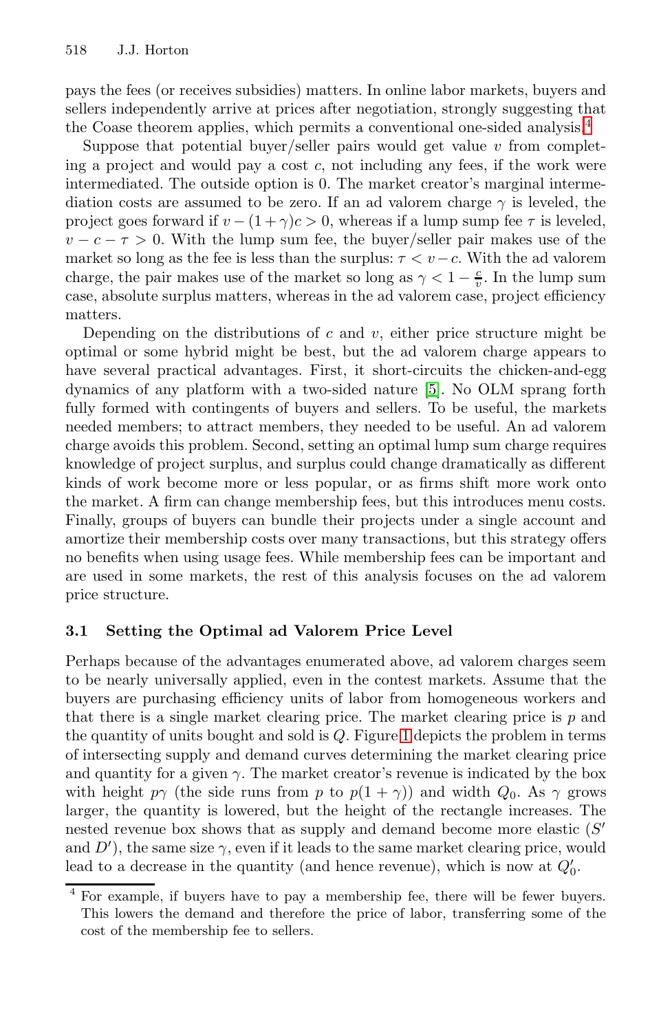pays the fees (or receives subsidies) matters. In online labor markets, buyers and sellers independently arrive at prices after negotiation, strongly suggesting that the Coase theorem applies, which permits a conventional one-sided analysis.[4]

Suppose that potential buyer/seller pairs would get value $v$ from completing a project and would pay a cost $c$, not including any fees, if the work were intermediated. The outside option is 0. The market creator's marginal intermediation costs are assumed to be zero. If an ad valorem charge $\gamma$ is leveled, the project goes forward if $v - (1 + \gamma)c > 0$, whereas if a lump sump fee $\tau$ is leveled, $v - c - \tau > 0$. With the lump sum fee, the buyer/seller pair makes use of the market so long as the fee is less than the surplus: $\tau < v - c$. With the ad valorem charge, the pair makes use of the market so long as $\gamma < 1 - \frac{c}{v}$. In the lump sum case, absolute surplus matters, whereas in the ad valorem case, project efficiency matters.

Depending on the distributions of $c$ and $v$, either price structure might be optimal or some hybrid might be best, but the ad valorem charge appears to have several practical advantages. First, it short-circuits the chicken-and-egg dynamics of any platform with a two-sided nature [5]. No OLM sprang forth fully formed with contingents of buyers and sellers. To be useful, the markets needed members; to attract members, they needed to be useful. An ad valorem charge avoids this problem. Second, setting an optimal lump sum charge requires knowledge of project surplus, and surplus could change dramatically as different kinds of work become more or less popular, or as firms shift more work onto the market. A firm can change membership fees, but this introduces menu costs. Finally, groups of buyers can bundle their projects under a single account and amortize their membership costs over many transactions, but this strategy offers no benefits when using usage fees. While membership fees can be important and are used in some markets, the rest of this analysis focuses on the ad valorem price structure.

### 3.1 Setting the Optimal ad Valorem Price Level

Perhaps because of the advantages enumerated above, ad valorem charges seem to be nearly universally applied, even in the contest markets. Assume that the buyers are purchasing efficiency units of labor from homogeneous workers and that there is a single market clearing price. The market clearing price is $p$ and the quantity of units bought and sold is $Q$. Figure 1 depicts the problem in terms of intersecting supply and demand curves determining the market clearing price and quantity for a given $\gamma$. The market creator's revenue is indicated by the box with height $p\gamma$ (the side runs from $p$ to $p(1 + \gamma)$) and width $Q_0$. As $\gamma$ grows larger, the quantity is lowered, but the height of the rectangle increases. The nested revenue box shows that as supply and demand become more elastic ($S'$ and $D'$), the same size $\gamma$, even if it leads to the same market clearing price, would lead to a decrease in the quantity (and hence revenue), which is now at $Q_0'$.

[4] For example, if buyers have to pay a membership fee, there will be fewer buyers. This lowers the demand and therefore the price of labor, transferring some of the cost of the membership fee to sellers.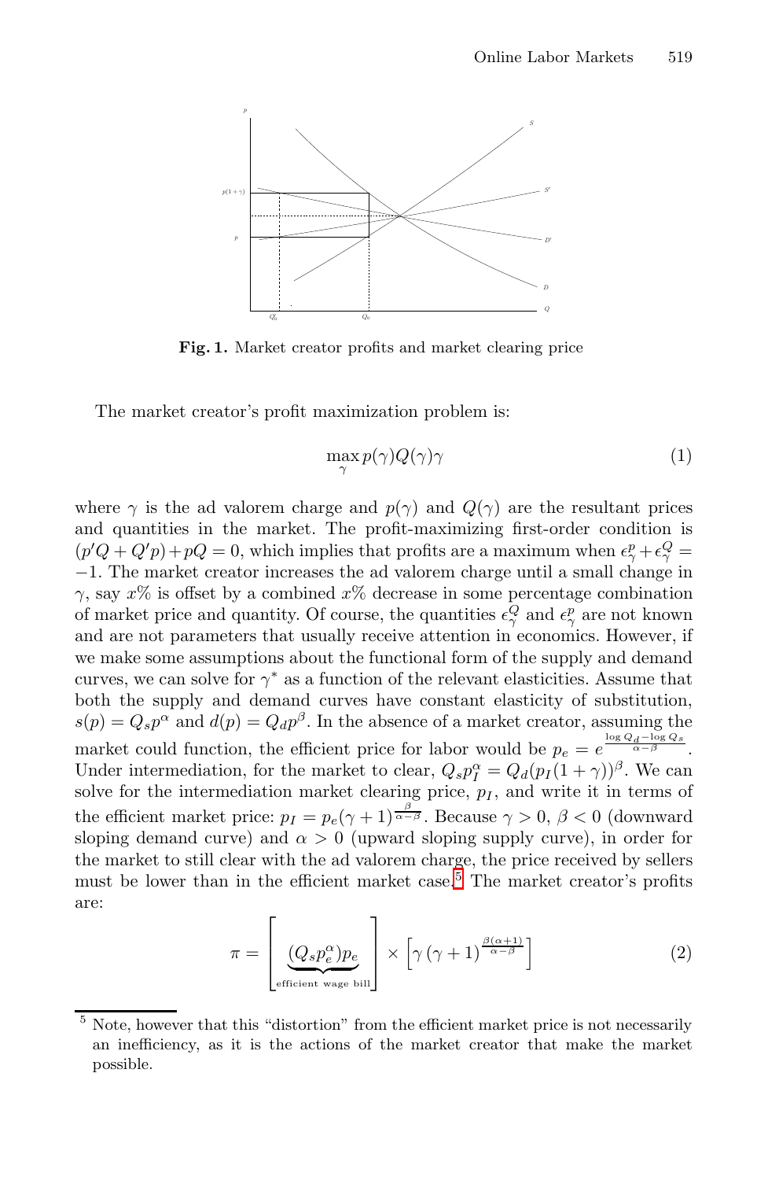**Fig. 1.** Market creator profits and market clearing price

The market creator's profit maximization problem is:

$$\max_{\gamma} p(\gamma)Q(\gamma)\gamma \tag{1}$$

where $\gamma$ is the ad valorem charge and $p(\gamma)$ and $Q(\gamma)$ are the resultant prices and quantities in the market. The profit-maximizing first-order condition is $(p'Q + Q'p) + pQ = 0$, which implies that profits are a maximum when $\epsilon^p_\gamma + \epsilon^Q_\gamma = -1$. The market creator increases the ad valorem charge until a small change in $\gamma$, say $x\%$ is offset by a combined $x\%$ decrease in some percentage combination of market price and quantity. Of course, the quantities $\epsilon^Q_\gamma$ and $\epsilon^p_\gamma$ are not known and are not parameters that usually receive attention in economics. However, if we make some assumptions about the functional form of the supply and demand curves, we can solve for $\gamma^*$ as a function of the relevant elasticities. Assume that both the supply and demand curves have constant elasticity of substitution, $s(p) = Q_s p^\alpha$ and $d(p) = Q_d p^\beta$. In the absence of a market creator, assuming the market could function, the efficient price for labor would be $p_e = e^{\frac{\log Q_d - \log Q_s}{\alpha - \beta}}$. Under intermediation, for the market to clear, $Q_s p_I^\alpha = Q_d (p_I(1+\gamma))^\beta$. We can solve for the intermediation market clearing price, $p_I$, and write it in terms of the efficient market price: $p_I = p_e(\gamma + 1)^{\frac{\beta}{\alpha - \beta}}$. Because $\gamma > 0$, $\beta < 0$ (downward sloping demand curve) and $\alpha > 0$ (upward sloping supply curve), in order for the market to still clear with the ad valorem charge, the price received by sellers must be lower than in the efficient market case.[5] The market creator's profits are:

$$\pi = \left[ \underbrace{(Q_s p_e^\alpha) p_e}_{\text{efficient wage bill}} \right] \times \left[ \gamma \left(\gamma + 1\right)^{\frac{\beta(\alpha+1)}{\alpha - \beta}} \right] \tag{2}$$

[5] Note, however that this "distortion" from the efficient market price is not necessarily an inefficiency, as it is the actions of the market creator that make the market possible.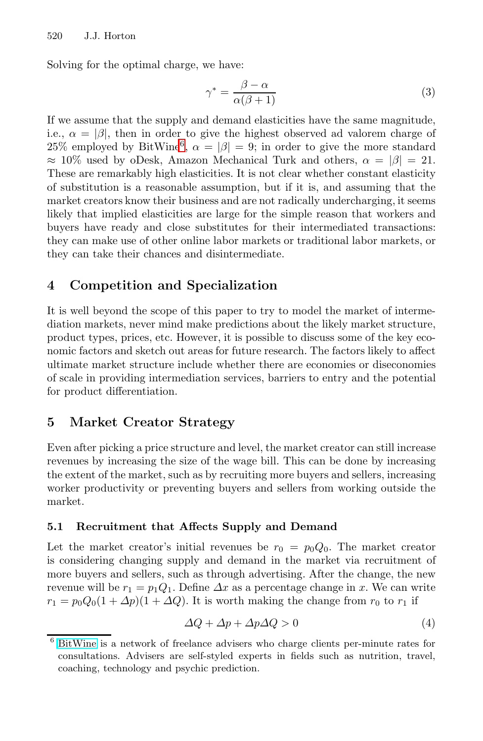Solving for the optimal charge, we have:

$$\gamma^* = \frac{\beta - \alpha}{\alpha(\beta + 1)} \tag{3}$$

If we assume that the supply and demand elasticities have the same magnitude, i.e., $\alpha = |\beta|$, then in order to give the highest observed ad valorem charge of 25% employed by BitWine[6], $\alpha = |\beta| = 9$; in order to give the more standard $\approx$ 10% used by oDesk, Amazon Mechanical Turk and others, $\alpha = |\beta| = 21$. These are remarkably high elasticities. It is not clear whether constant elasticity of substitution is a reasonable assumption, but if it is, and assuming that the market creators know their business and are not radically undercharging, it seems likely that implied elasticities are large for the simple reason that workers and buyers have ready and close substitutes for their intermediated transactions: they can make use of other online labor markets or traditional labor markets, or they can take their chances and disintermediate.

## 4 Competition and Specialization

It is well beyond the scope of this paper to try to model the market of intermediation markets, never mind make predictions about the likely market structure, product types, prices, etc. However, it is possible to discuss some of the key economic factors and sketch out areas for future research. The factors likely to affect ultimate market structure include whether there are economies or diseconomies of scale in providing intermediation services, barriers to entry and the potential for product differentiation.

## 5 Market Creator Strategy

Even after picking a price structure and level, the market creator can still increase revenues by increasing the size of the wage bill. This can be done by increasing the extent of the market, such as by recruiting more buyers and sellers, increasing worker productivity or preventing buyers and sellers from working outside the market.

### 5.1 Recruitment that Affects Supply and Demand

Let the market creator's initial revenues be $r_0 = p_0 Q_0$. The market creator is considering changing supply and demand in the market via recruitment of more buyers and sellers, such as through advertising. After the change, the new revenue will be $r_1 = p_1 Q_1$. Define $\Delta x$ as a percentage change in $x$. We can write $r_1 = p_0 Q_0 (1 + \Delta p)(1 + \Delta Q)$. It is worth making the change from $r_0$ to $r_1$ if

$$\Delta Q + \Delta p + \Delta p \Delta Q > 0 \tag{4}$$

[6] BitWine is a network of freelance advisers who charge clients per-minute rates for consultations. Advisers are self-styled experts in fields such as nutrition, travel, coaching, technology and psychic prediction.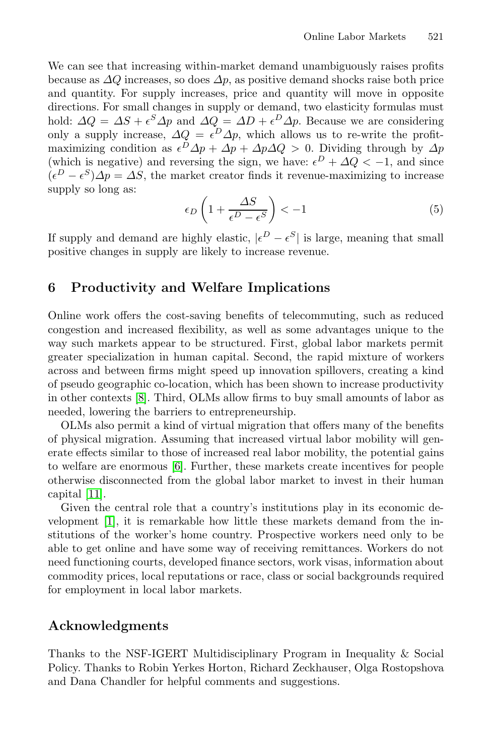We can see that increasing within-market demand unambiguously raises profits because as $\Delta Q$ increases, so does $\Delta p$, as positive demand shocks raise both price and quantity. For supply increases, price and quantity will move in opposite directions. For small changes in supply or demand, two elasticity formulas must hold: $\Delta Q = \Delta S + \epsilon^S \Delta p$ and $\Delta Q = \Delta D + \epsilon^D \Delta p$. Because we are considering only a supply increase, $\Delta Q = \epsilon^D \Delta p$, which allows us to re-write the profit-maximizing condition as $\epsilon^D \Delta p + \Delta p + \Delta p \Delta Q > 0$. Dividing through by $\Delta p$ (which is negative) and reversing the sign, we have: $\epsilon^D + \Delta Q < -1$, and since $(\epsilon^D - \epsilon^S)\Delta p = \Delta S$, the market creator finds it revenue-maximizing to increase supply so long as:

$$\epsilon_D \left(1 + \frac{\Delta S}{\epsilon^D - \epsilon^S}\right) < -1 \tag{5}$$

If supply and demand are highly elastic, $|\epsilon^D - \epsilon^S|$ is large, meaning that small positive changes in supply are likely to increase revenue.

## 6 Productivity and Welfare Implications

Online work offers the cost-saving benefits of telecommuting, such as reduced congestion and increased flexibility, as well as some advantages unique to the way such markets appear to be structured. First, global labor markets permit greater specialization in human capital. Second, the rapid mixture of workers across and between firms might speed up innovation spillovers, creating a kind of pseudo geographic co-location, which has been shown to increase productivity in other contexts [8]. Third, OLMs allow firms to buy small amounts of labor as needed, lowering the barriers to entrepreneurship.

OLMs also permit a kind of virtual migration that offers many of the benefits of physical migration. Assuming that increased virtual labor mobility will generate effects similar to those of increased real labor mobility, the potential gains to welfare are enormous [6]. Further, these markets create incentives for people otherwise disconnected from the global labor market to invest in their human capital [11].

Given the central role that a country's institutions play in its economic development [1], it is remarkable how little these markets demand from the institutions of the worker's home country. Prospective workers need only to be able to get online and have some way of receiving remittances. Workers do not need functioning courts, developed finance sectors, work visas, information about commodity prices, local reputations or race, class or social backgrounds required for employment in local labor markets.

## Acknowledgments

Thanks to the NSF-IGERT Multidisciplinary Program in Inequality & Social Policy. Thanks to Robin Yerkes Horton, Richard Zeckhauser, Olga Rostopshova and Dana Chandler for helpful comments and suggestions.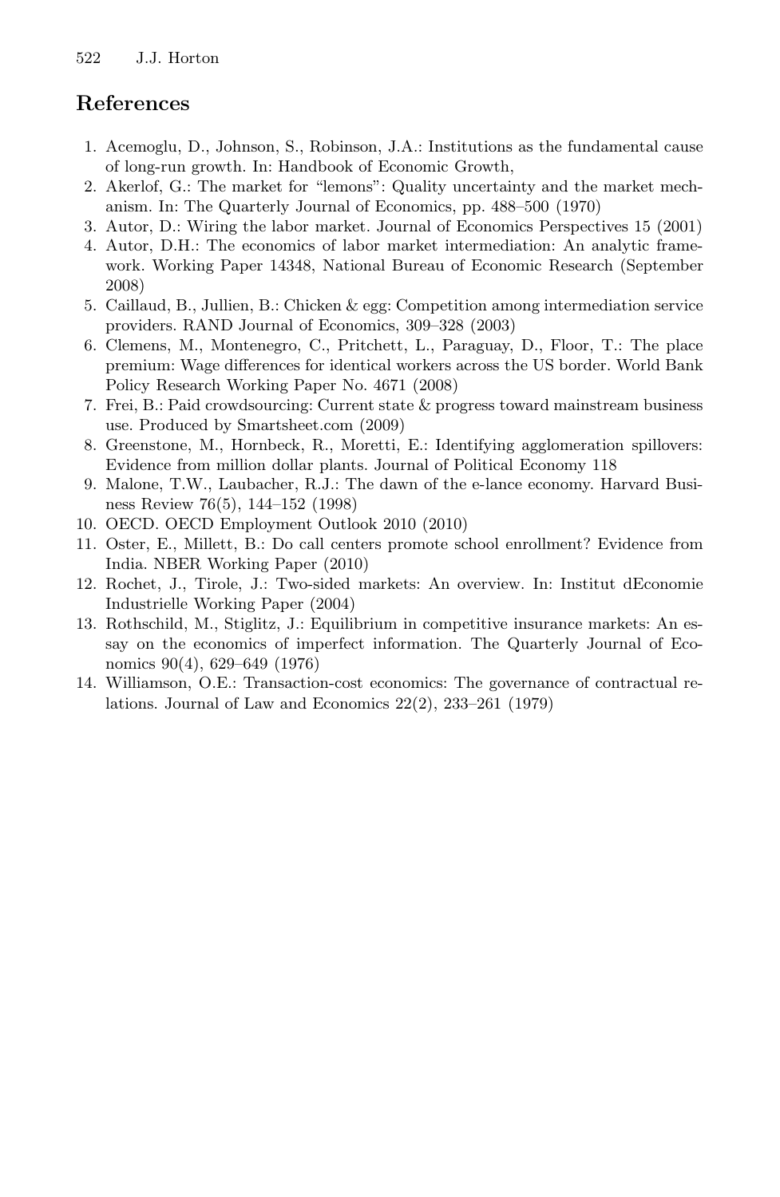## References

1. Acemoglu, D., Johnson, S., Robinson, J.A.: Institutions as the fundamental cause of long-run growth. In: Handbook of Economic Growth,
2. Akerlof, G.: The market for "lemons": Quality uncertainty and the market mechanism. In: The Quarterly Journal of Economics, pp. 488–500 (1970)
3. Autor, D.: Wiring the labor market. Journal of Economics Perspectives 15 (2001)
4. Autor, D.H.: The economics of labor market intermediation: An analytic framework. Working Paper 14348, National Bureau of Economic Research (September 2008)
5. Caillaud, B., Jullien, B.: Chicken & egg: Competition among intermediation service providers. RAND Journal of Economics, 309–328 (2003)
6. Clemens, M., Montenegro, C., Pritchett, L., Paraguay, D., Floor, T.: The place premium: Wage differences for identical workers across the US border. World Bank Policy Research Working Paper No. 4671 (2008)
7. Frei, B.: Paid crowdsourcing: Current state & progress toward mainstream business use. Produced by Smartsheet.com (2009)
8. Greenstone, M., Hornbeck, R., Moretti, E.: Identifying agglomeration spillovers: Evidence from million dollar plants. Journal of Political Economy 118
9. Malone, T.W., Laubacher, R.J.: The dawn of the e-lance economy. Harvard Business Review 76(5), 144–152 (1998)
10. OECD. OECD Employment Outlook 2010 (2010)
11. Oster, E., Millett, B.: Do call centers promote school enrollment? Evidence from India. NBER Working Paper (2010)
12. Rochet, J., Tirole, J.: Two-sided markets: An overview. In: Institut dEconomie Industrielle Working Paper (2004)
13. Rothschild, M., Stiglitz, J.: Equilibrium in competitive insurance markets: An essay on the economics of imperfect information. The Quarterly Journal of Economics 90(4), 629–649 (1976)
14. Williamson, O.E.: Transaction-cost economics: The governance of contractual relations. Journal of Law and Economics 22(2), 233–261 (1979)